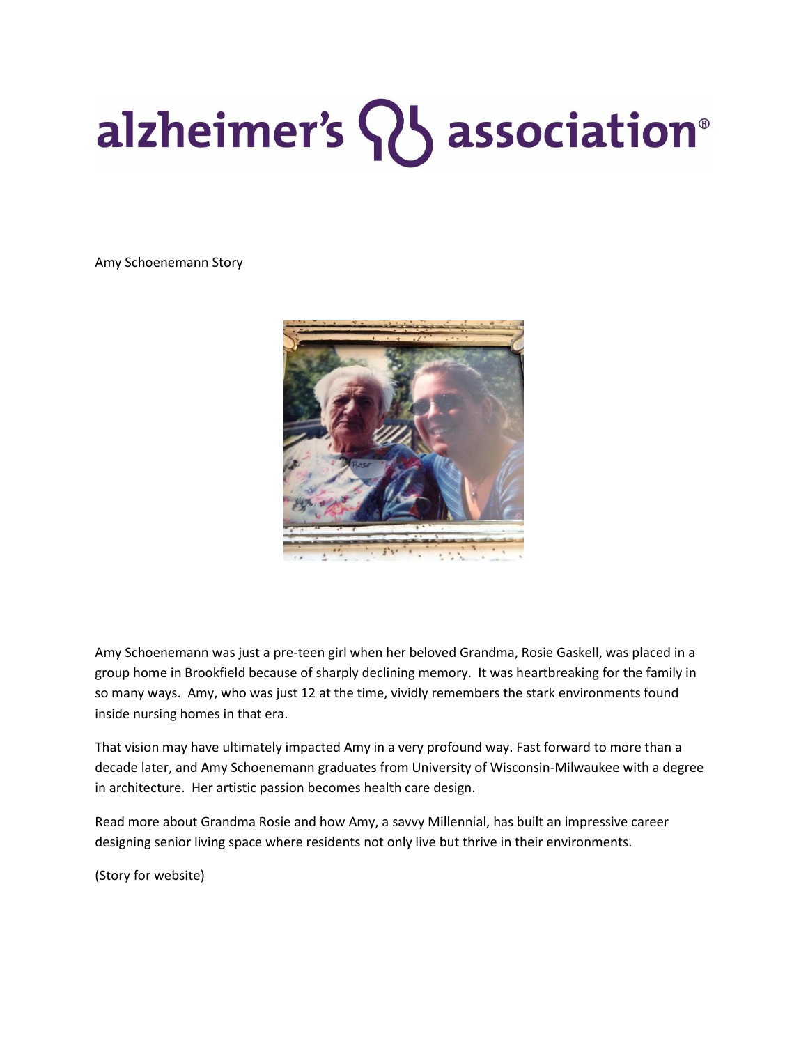alzheimer's association®

Amy Schoenemann Story

Amy Schoenemann was just a pre-teen girl when her beloved Grandma, Rosie Gaskell, was placed in a group home in Brookfield because of sharply declining memory. It was heartbreaking for the family in so many ways. Amy, who was just 12 at the time, vividly remembers the stark environments found inside nursing homes in that era.

That vision may have ultimately impacted Amy in a very profound way. Fast forward to more than a decade later, and Amy Schoenemann graduates from University of Wisconsin-Milwaukee with a degree in architecture. Her artistic passion becomes health care design.

Read more about Grandma Rosie and how Amy, a savvy Millennial, has built an impressive career designing senior living space where residents not only live but thrive in their environments.

(Story for website)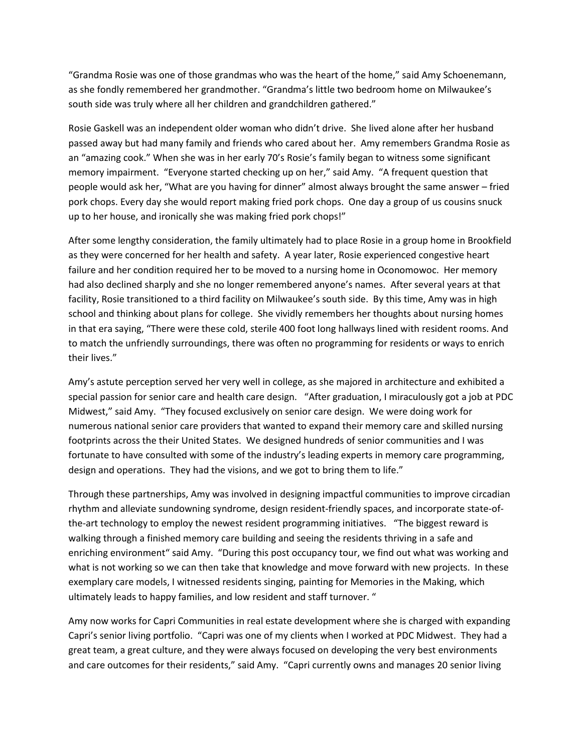"Grandma Rosie was one of those grandmas who was the heart of the home," said Amy Schoenemann, as she fondly remembered her grandmother. "Grandma's little two bedroom home on Milwaukee's south side was truly where all her children and grandchildren gathered."

Rosie Gaskell was an independent older woman who didn't drive. She lived alone after her husband passed away but had many family and friends who cared about her. Amy remembers Grandma Rosie as an "amazing cook." When she was in her early 70's Rosie's family began to witness some significant memory impairment. "Everyone started checking up on her," said Amy. "A frequent question that people would ask her, "What are you having for dinner" almost always brought the same answer – fried pork chops. Every day she would report making fried pork chops. One day a group of us cousins snuck up to her house, and ironically she was making fried pork chops!"

After some lengthy consideration, the family ultimately had to place Rosie in a group home in Brookfield as they were concerned for her health and safety. A year later, Rosie experienced congestive heart failure and her condition required her to be moved to a nursing home in Oconomowoc. Her memory had also declined sharply and she no longer remembered anyone's names. After several years at that facility, Rosie transitioned to a third facility on Milwaukee's south side. By this time, Amy was in high school and thinking about plans for college. She vividly remembers her thoughts about nursing homes in that era saying, "There were these cold, sterile 400 foot long hallways lined with resident rooms. And to match the unfriendly surroundings, there was often no programming for residents or ways to enrich their lives."

Amy's astute perception served her very well in college, as she majored in architecture and exhibited a special passion for senior care and health care design. "After graduation, I miraculously got a job at PDC Midwest," said Amy. "They focused exclusively on senior care design. We were doing work for numerous national senior care providers that wanted to expand their memory care and skilled nursing footprints across the their United States. We designed hundreds of senior communities and I was fortunate to have consulted with some of the industry's leading experts in memory care programming, design and operations. They had the visions, and we got to bring them to life."

Through these partnerships, Amy was involved in designing impactful communities to improve circadian rhythm and alleviate sundowning syndrome, design resident-friendly spaces, and incorporate state-of-the-art technology to employ the newest resident programming initiatives. "The biggest reward is walking through a finished memory care building and seeing the residents thriving in a safe and enriching environment" said Amy. "During this post occupancy tour, we find out what was working and what is not working so we can then take that knowledge and move forward with new projects. In these exemplary care models, I witnessed residents singing, painting for Memories in the Making, which ultimately leads to happy families, and low resident and staff turnover. "

Amy now works for Capri Communities in real estate development where she is charged with expanding Capri's senior living portfolio. "Capri was one of my clients when I worked at PDC Midwest. They had a great team, a great culture, and they were always focused on developing the very best environments and care outcomes for their residents," said Amy. "Capri currently owns and manages 20 senior living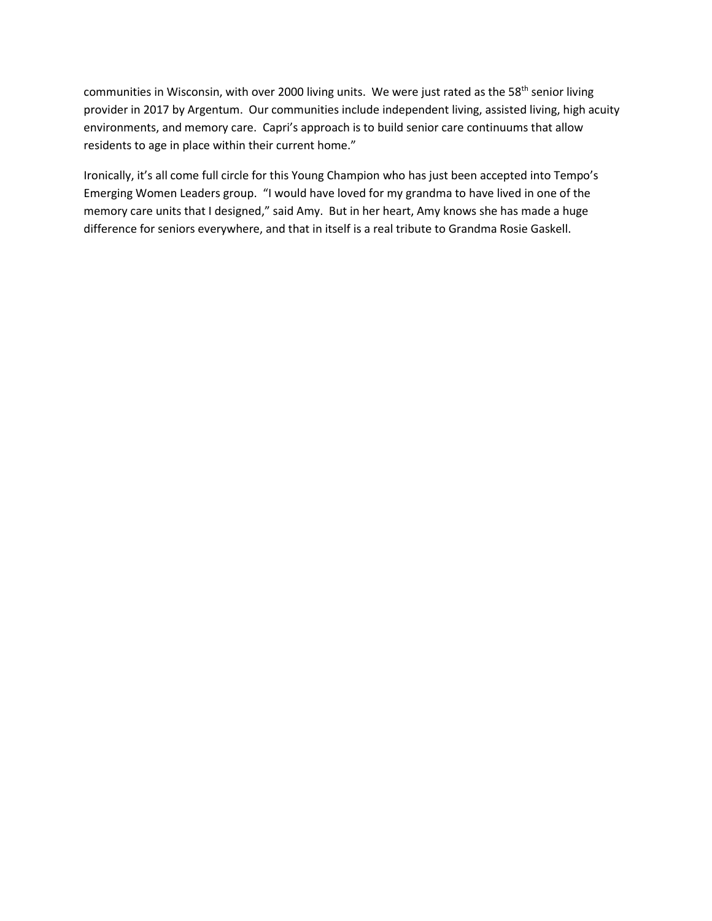communities in Wisconsin, with over 2000 living units.  We were just rated as the 58th senior living provider in 2017 by Argentum.  Our communities include independent living, assisted living, high acuity environments, and memory care.  Capri's approach is to build senior care continuums that allow residents to age in place within their current home."

Ironically, it's all come full circle for this Young Champion who has just been accepted into Tempo's Emerging Women Leaders group.  "I would have loved for my grandma to have lived in one of the memory care units that I designed," said Amy.  But in her heart, Amy knows she has made a huge difference for seniors everywhere, and that in itself is a real tribute to Grandma Rosie Gaskell.